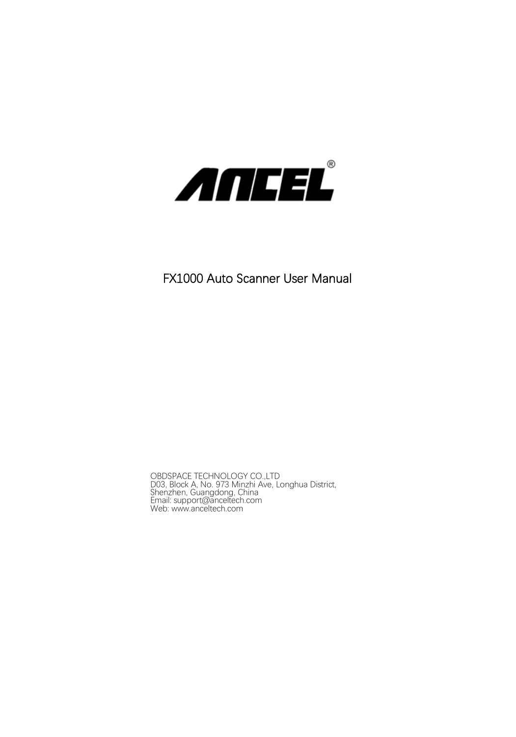ANCEL®

# FX1000 Auto Scanner User Manual

OBDSPACE TECHNOLOGY CO.,LTD
D03, Block A, No. 973 Minzhi Ave, Longhua District,
Shenzhen, Guangdong, China
Email: support@anceltech.com
Web: www.anceltech.com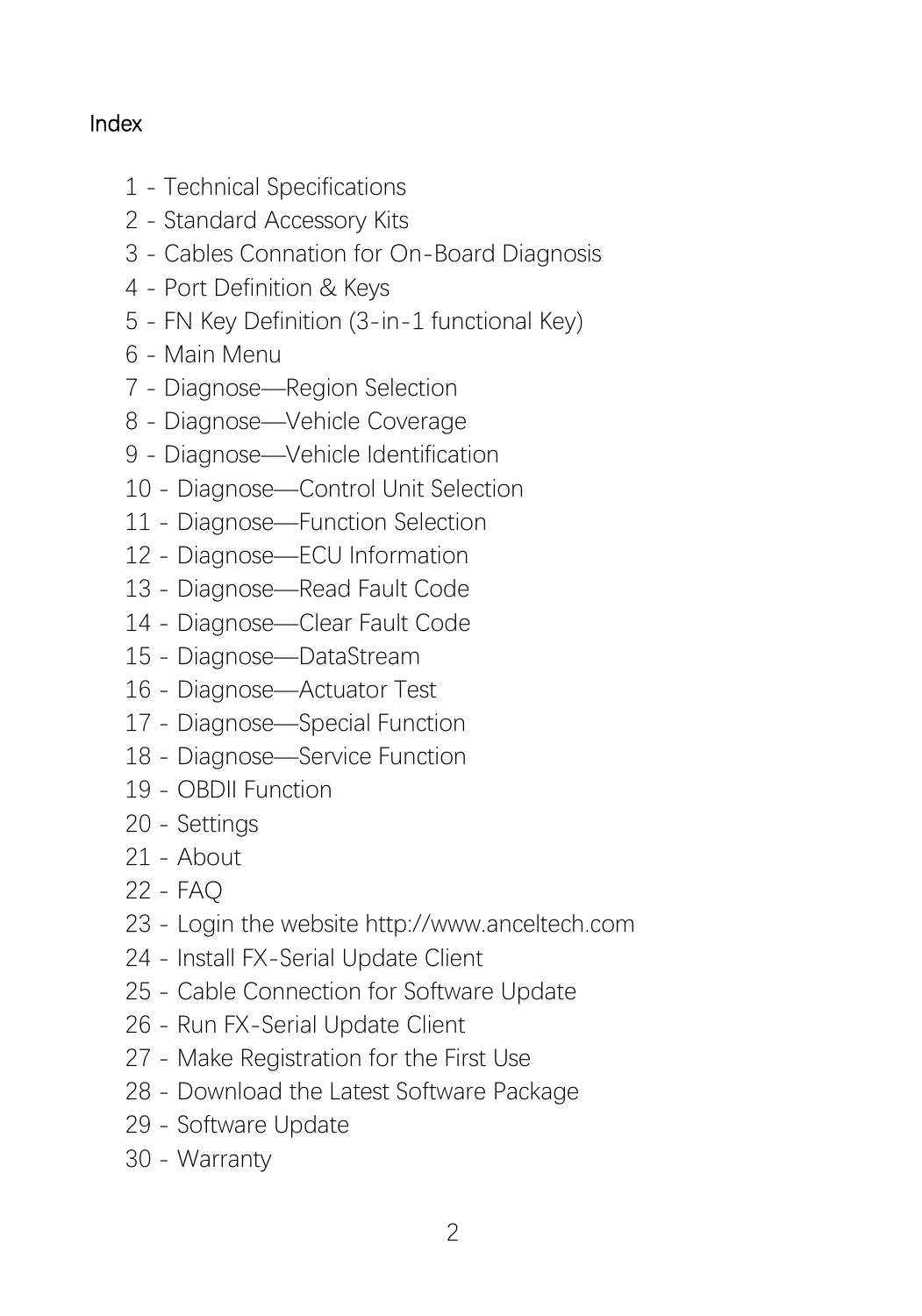# Index

1 - Technical Specifications
2 - Standard Accessory Kits
3 - Cables Connation for On-Board Diagnosis
4 - Port Definition & Keys
5 - FN Key Definition (3-in-1 functional Key)
6 - Main Menu
7 - Diagnose—Region Selection
8 - Diagnose—Vehicle Coverage
9 - Diagnose—Vehicle Identification
10 - Diagnose—Control Unit Selection
11 - Diagnose—Function Selection
12 - Diagnose—ECU Information
13 - Diagnose—Read Fault Code
14 - Diagnose—Clear Fault Code
15 - Diagnose—DataStream
16 - Diagnose—Actuator Test
17 - Diagnose—Special Function
18 - Diagnose—Service Function
19 - OBDII Function
20 - Settings
21 - About
22 - FAQ
23 - Login the website http://www.anceltech.com
24 - Install FX-Serial Update Client
25 - Cable Connection for Software Update
26 - Run FX-Serial Update Client
27 - Make Registration for the First Use
28 - Download the Latest Software Package
29 - Software Update
30 - Warranty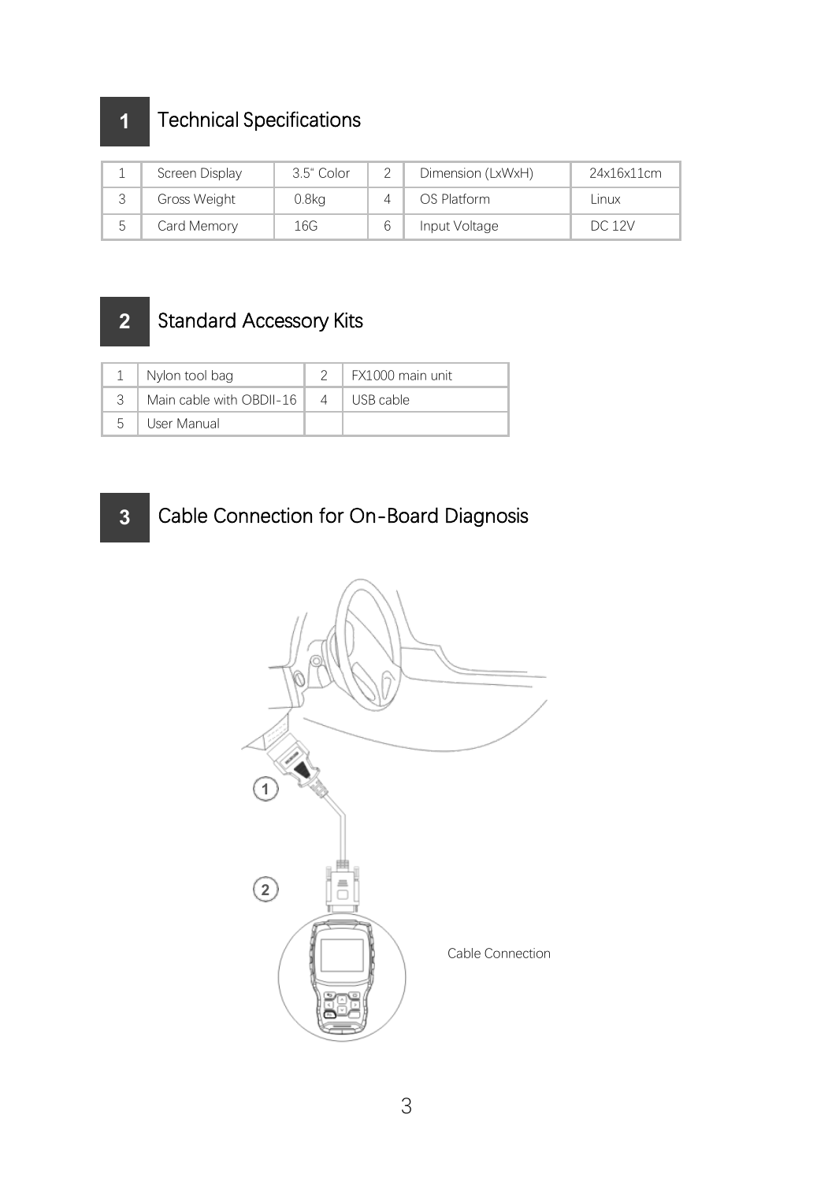## 1 Technical Specifications

| 1 | Screen Display | 3.5" Color | 2 | Dimension (LxWxH) | 24x16x11cm |
|---|---|---|---|---|---|
| 3 | Gross Weight | 0.8kg | 4 | OS Platform | Linux |
| 5 | Card Memory | 16G | 6 | Input Voltage | DC 12V |

## 2 Standard Accessory Kits

| 1 | Nylon tool bag | 2 | FX1000 main unit |
|---|---|---|---|
| 3 | Main cable with OBDII-16 | 4 | USB cable |
| 5 | User Manual | | |

## 3 Cable Connection for On-Board Diagnosis

Cable Connection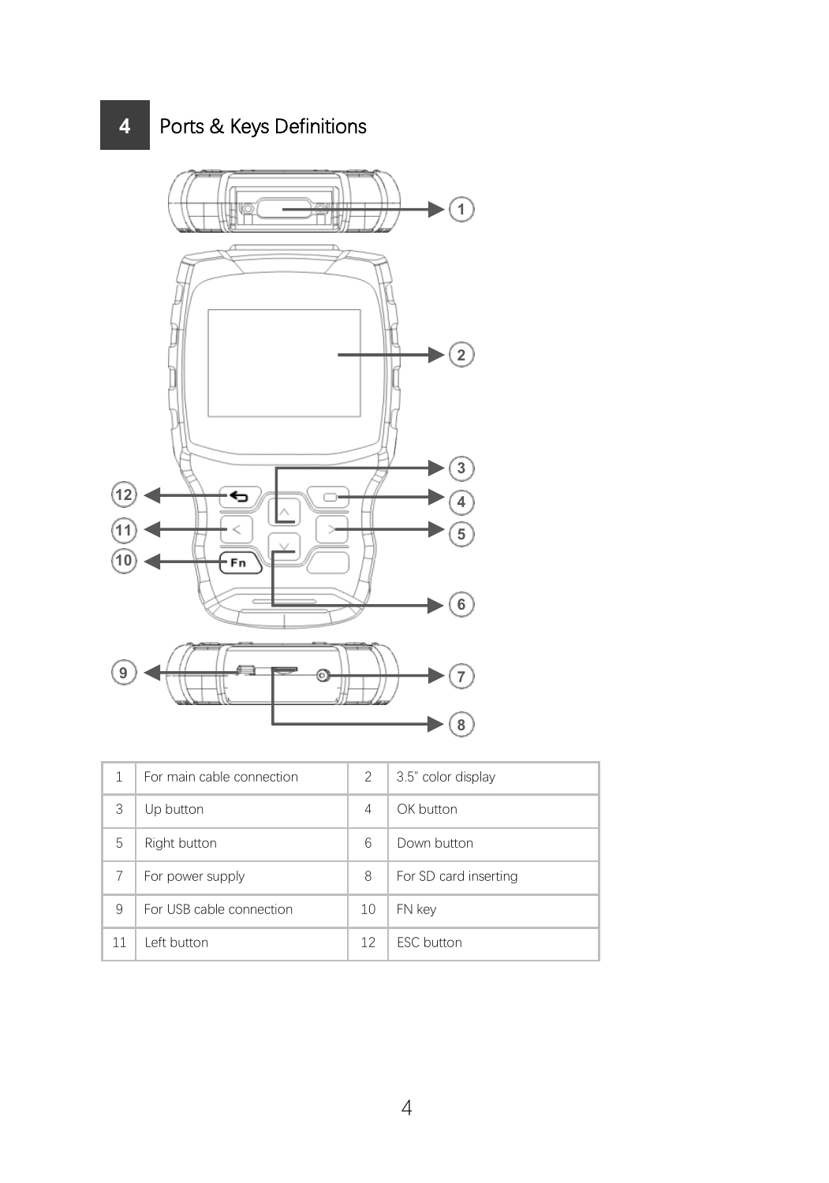## 4 Ports & Keys Definitions

| 1 | For main cable connection | 2 | 3.5" color display |
|---|---|---|---|
| 3 | Up button | 4 | OK button |
| 5 | Right button | 6 | Down button |
| 7 | For power supply | 8 | For SD card inserting |
| 9 | For USB cable connection | 10 | FN key |
| 11 | Left button | 12 | ESC button |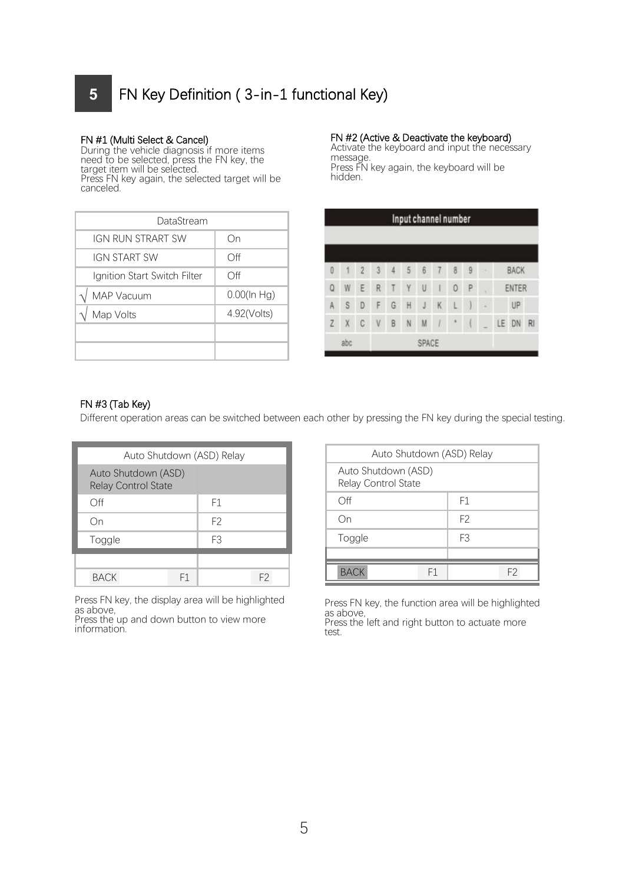## 5 FN Key Definition ( 3-in-1 functional Key)

**FN #1 (Multi Select & Cancel)**

During the vehicle diagnosis if more items need to be selected, press the FN key, the target item will be selected.
Press FN key again, the selected target will be canceled.

| DataStream | |
|---|---|
| IGN RUN STRART SW | On |
| IGN START SW | Off |
| Ignition Start Switch Filter | Off |
| √ MAP Vacuum | 0.00(In Hg) |
| √ Map Volts | 4.92(Volts) |
| | |
| | |

**FN #2 (Active & Deactivate the keyboard)**

Activate the keyboard and input the necessary message.
Press FN key again, the keyboard will be hidden.

| Input channel number | | | | | | | | | | | | | |
|---|---|---|---|---|---|---|---|---|---|---|---|---|---|
| 0 | 1 | 2 | 3 | 4 | 5 | 6 | 7 | 8 | 9 | · | BACK | | |
| Q | W | E | R | T | Y | U | I | O | P | , | ENTER | | |
| A | S | D | F | G | H | J | K | L | ) | - | UP | | |
| Z | X | C | V | B | N | M | / | * | ( | _ | LE | DN | RI |
| abc | SPACE | | | | | | | | | | | | |

**FN #3 (Tab Key)**

Different operation areas can be switched between each other by pressing the FN key during the special testing.

| Auto Shutdown (ASD) Relay | |
|---|---|
| Auto Shutdown (ASD) Relay Control State | |
| Off | F1 |
| On | F2 |
| Toggle | F3 |
| | |
| BACK F1 | F2 |

Press FN key, the display area will be highlighted as above,
Press the up and down button to view more information.

| Auto Shutdown (ASD) Relay | |
|---|---|
| Auto Shutdown (ASD) Relay Control State | |
| Off | F1 |
| On | F2 |
| Toggle | F3 |
| | |
| BACK F1 | F2 |

Press FN key, the function area will be highlighted as above,
Press the left and right button to actuate more test.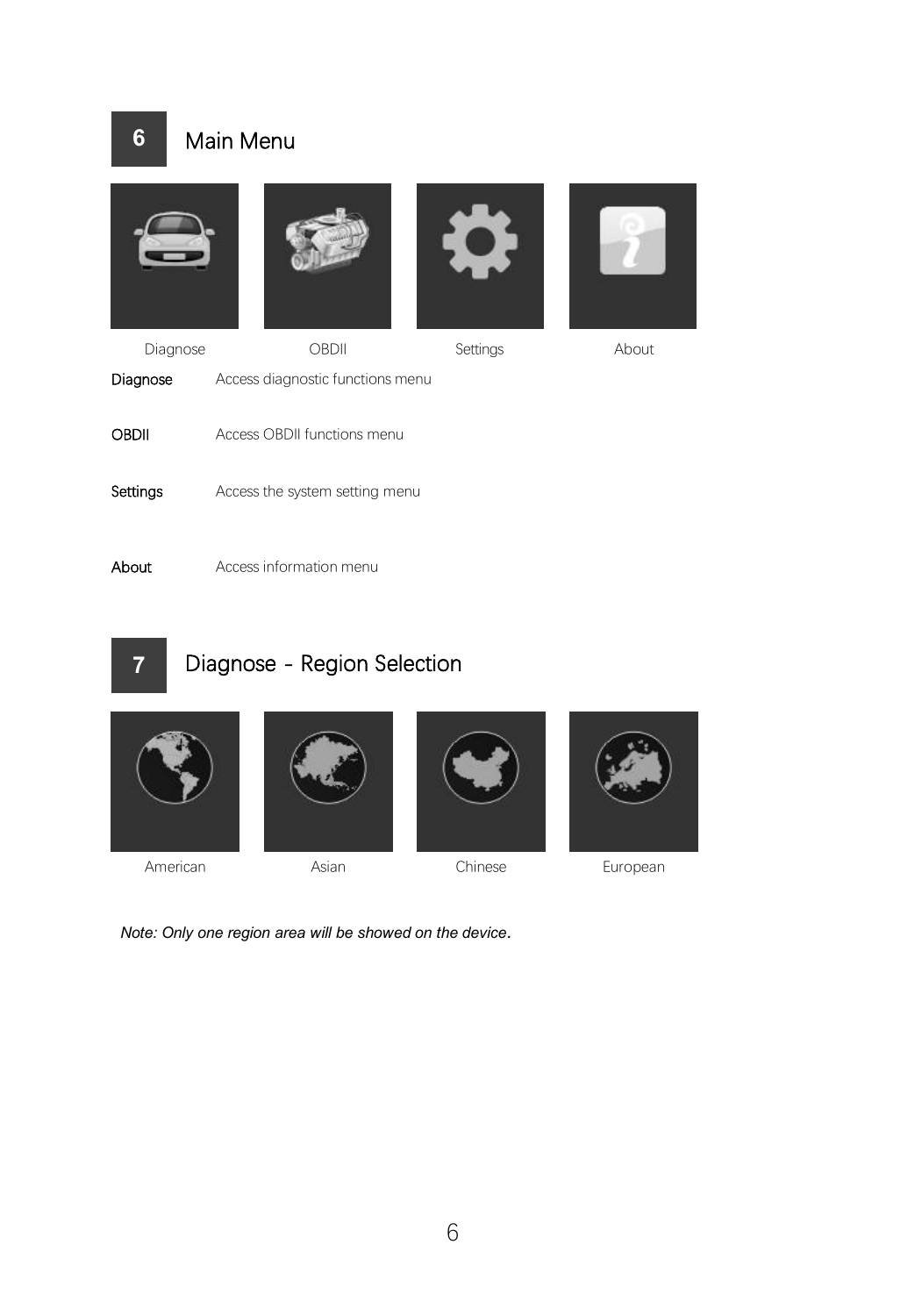## 6 Main Menu

Diagnose OBDII Settings About

**Diagnose** Access diagnostic functions menu

**OBDII** Access OBDII functions menu

**Settings** Access the system setting menu

**About** Access information menu

## 7 Diagnose - Region Selection

American Asian Chinese European

*Note: Only one region area will be showed on the device.*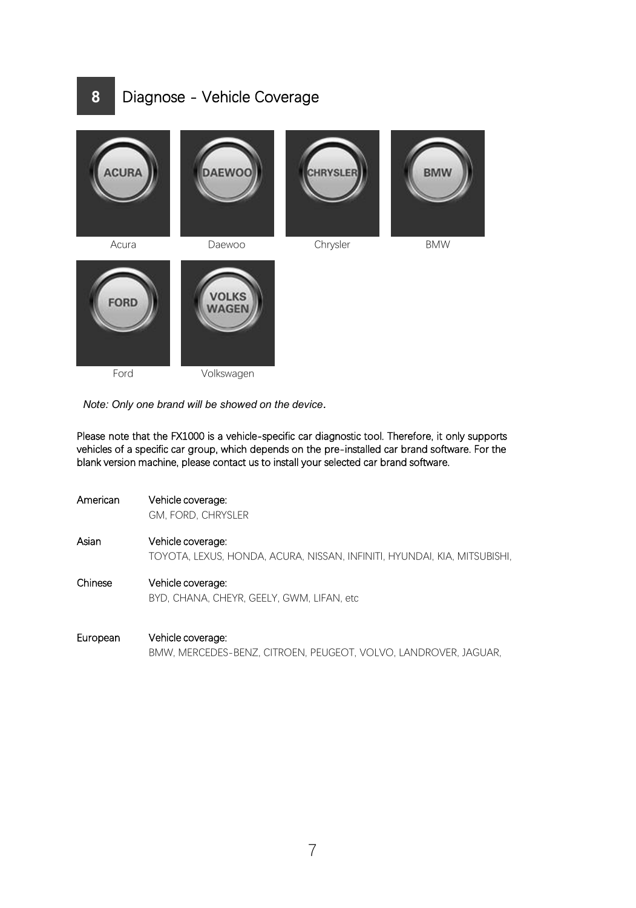## 8 Diagnose - Vehicle Coverage

Acura    Daewoo    Chrysler    BMW

Ford    Volkswagen

*Note: Only one brand will be showed on the device.*

Please note that the FX1000 is a vehicle-specific car diagnostic tool. Therefore, it only supports vehicles of a specific car group, which depends on the pre-installed car brand software. For the blank version machine, please contact us to install your selected car brand software.

| | |
|---|---|
| American | Vehicle coverage:<br>GM, FORD, CHRYSLER |
| Asian | Vehicle coverage:<br>TOYOTA, LEXUS, HONDA, ACURA, NISSAN, INFINITI, HYUNDAI, KIA, MITSUBISHI, |
| Chinese | Vehicle coverage:<br>BYD, CHANA, CHEYR, GEELY, GWM, LIFAN, etc |
| European | Vehicle coverage:<br>BMW, MERCEDES-BENZ, CITROEN, PEUGEOT, VOLVO, LANDROVER, JAGUAR, |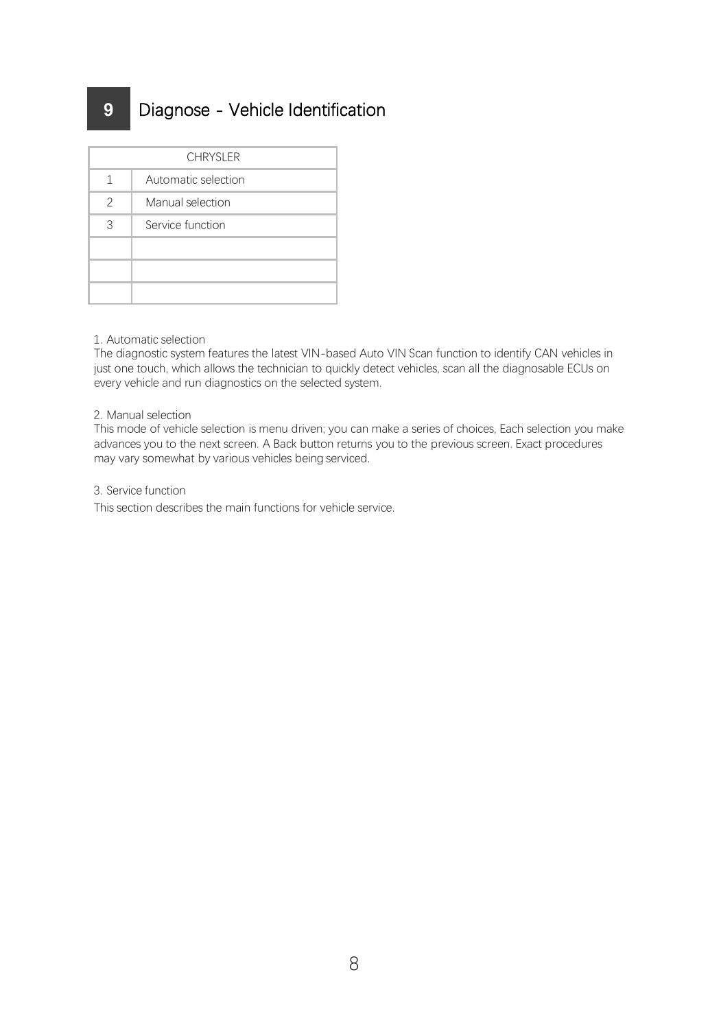## 9 Diagnose - Vehicle Identification

| CHRYSLER | |
|---|---|
| 1 | Automatic selection |
| 2 | Manual selection |
| 3 | Service function |
| | |
| | |
| | |

1. Automatic selection

The diagnostic system features the latest VIN-based Auto VIN Scan function to identify CAN vehicles in just one touch, which allows the technician to quickly detect vehicles, scan all the diagnosable ECUs on every vehicle and run diagnostics on the selected system.

2. Manual selection

This mode of vehicle selection is menu driven; you can make a series of choices, Each selection you make advances you to the next screen. A Back button returns you to the previous screen. Exact procedures may vary somewhat by various vehicles being serviced.

3. Service function

This section describes the main functions for vehicle service.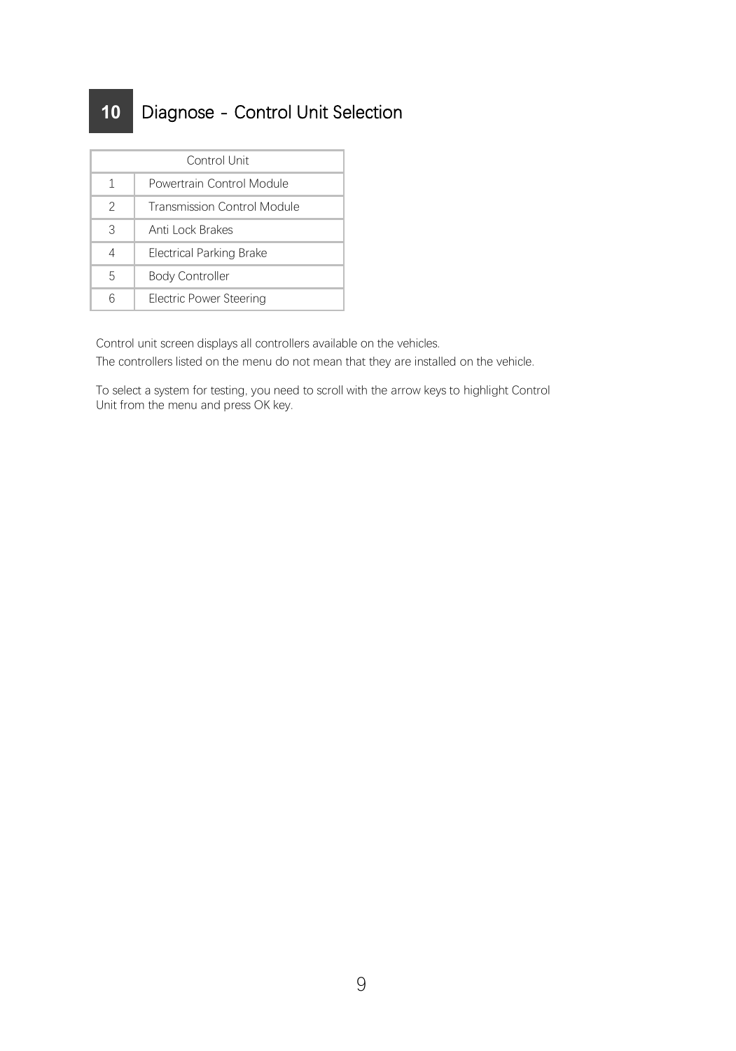## 10 Diagnose - Control Unit Selection

| Control Unit | |
|---|---|
| 1 | Powertrain Control Module |
| 2 | Transmission Control Module |
| 3 | Anti Lock Brakes |
| 4 | Electrical Parking Brake |
| 5 | Body Controller |
| 6 | Electric Power Steering |

Control unit screen displays all controllers available on the vehicles.
The controllers listed on the menu do not mean that they are installed on the vehicle.

To select a system for testing, you need to scroll with the arrow keys to highlight Control Unit from the menu and press OK key.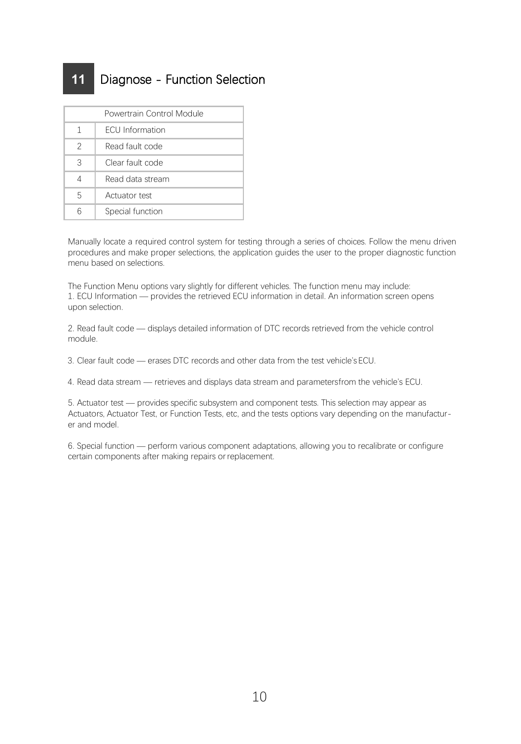# 11 Diagnose - Function Selection

| Powertrain Control Module | |
|---|---|
| 1 | ECU Information |
| 2 | Read fault code |
| 3 | Clear fault code |
| 4 | Read data stream |
| 5 | Actuator test |
| 6 | Special function |

Manually locate a required control system for testing through a series of choices. Follow the menu driven procedures and make proper selections, the application guides the user to the proper diagnostic function menu based on selections.

The Function Menu options vary slightly for different vehicles. The function menu may include:
1. ECU Information — provides the retrieved ECU information in detail. An information screen opens upon selection.

2. Read fault code — displays detailed information of DTC records retrieved from the vehicle control module.

3. Clear fault code — erases DTC records and other data from the test vehicle's ECU.

4. Read data stream — retrieves and displays data stream and parametersfrom the vehicle's ECU.

5. Actuator test — provides specific subsystem and component tests. This selection may appear as Actuators, Actuator Test, or Function Tests, etc, and the tests options vary depending on the manufacturer and model.

6. Special function — perform various component adaptations, allowing you to recalibrate or configure certain components after making repairs or replacement.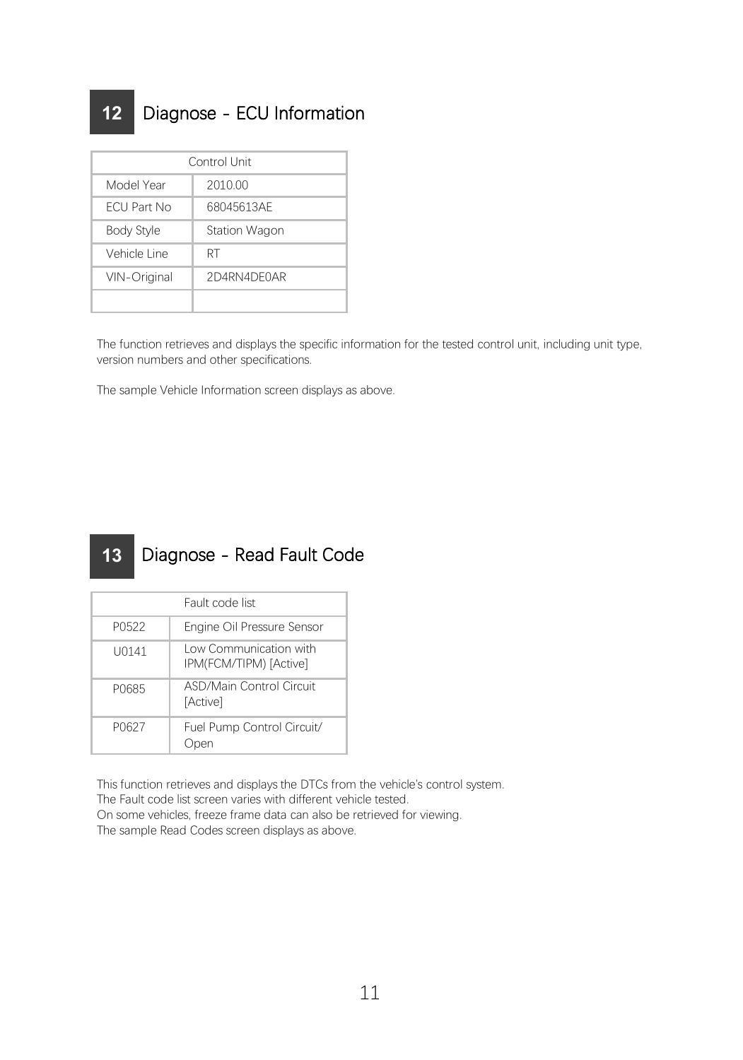## 12 Diagnose - ECU Information

| Control Unit | |
|---|---|
| Model Year | 2010.00 |
| ECU Part No | 68045613AE |
| Body Style | Station Wagon |
| Vehicle Line | RT |
| VIN-Original | 2D4RN4DE0AR |
| | |

The function retrieves and displays the specific information for the tested control unit, including unit type, version numbers and other specifications.

The sample Vehicle Information screen displays as above.

## 13 Diagnose - Read Fault Code

| Fault code list | |
|---|---|
| P0522 | Engine Oil Pressure Sensor |
| U0141 | Low Communication with IPM(FCM/TIPM) [Active] |
| P0685 | ASD/Main Control Circuit [Active] |
| P0627 | Fuel Pump Control Circuit/ Open |

This function retrieves and displays the DTCs from the vehicle's control system.
The Fault code list screen varies with different vehicle tested.
On some vehicles, freeze frame data can also be retrieved for viewing.
The sample Read Codes screen displays as above.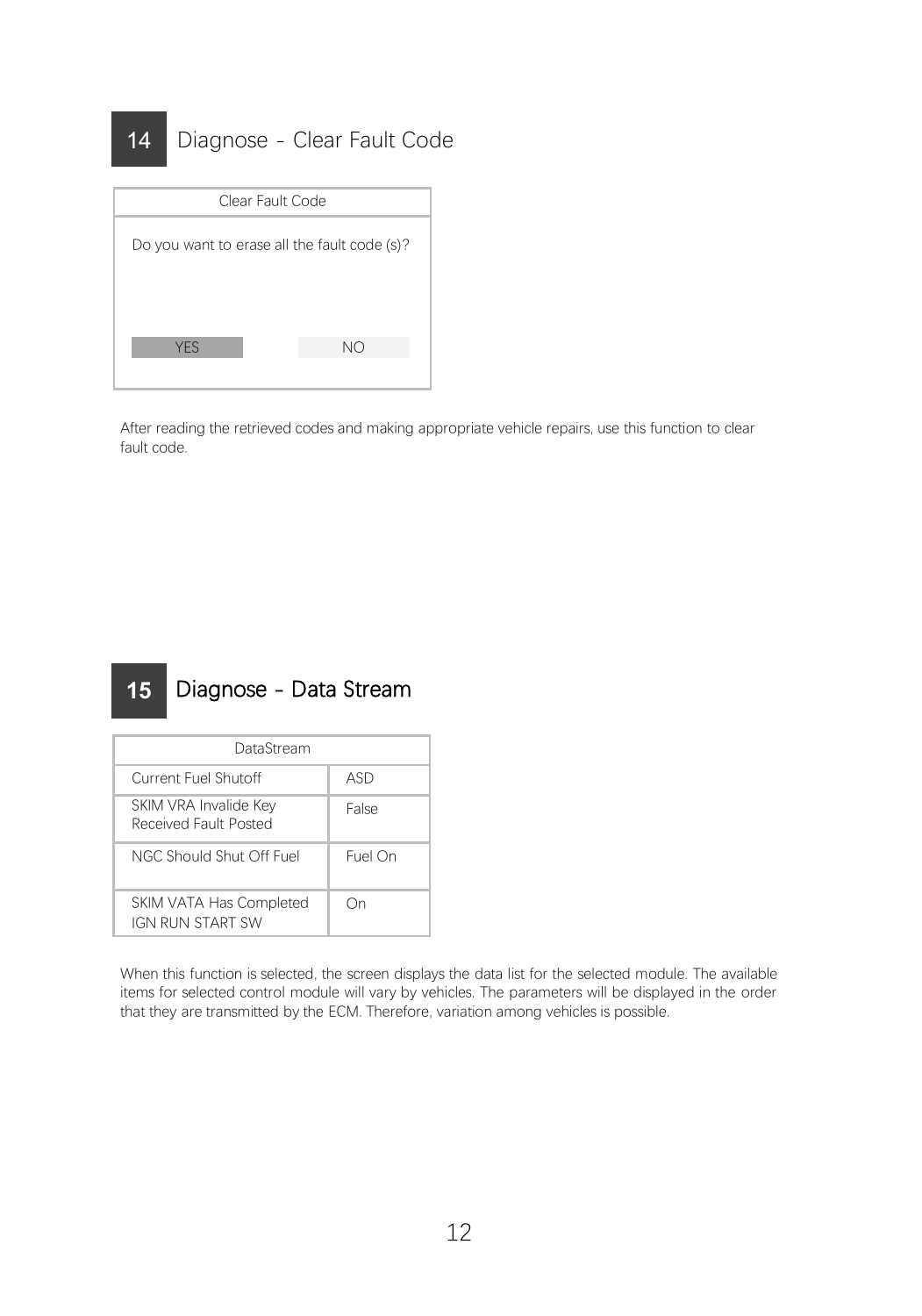## 14 Diagnose - Clear Fault Code

| Clear Fault Code | |
|---|---|
| Do you want to erase all the fault code (s)? | |
| YES | NO |

After reading the retrieved codes and making appropriate vehicle repairs, use this function to clear fault code.

## 15 Diagnose - Data Stream

| DataStream | |
|---|---|
| Current Fuel Shutoff | ASD |
| SKIM VRA Invalide Key Received Fault Posted | False |
| NGC Should Shut Off Fuel | Fuel On |
| SKIM VATA Has Completed IGN RUN START SW | On |

When this function is selected, the screen displays the data list for the selected module. The available items for selected control module will vary by vehicles. The parameters will be displayed in the order that they are transmitted by the ECM. Therefore, variation among vehicles is possible.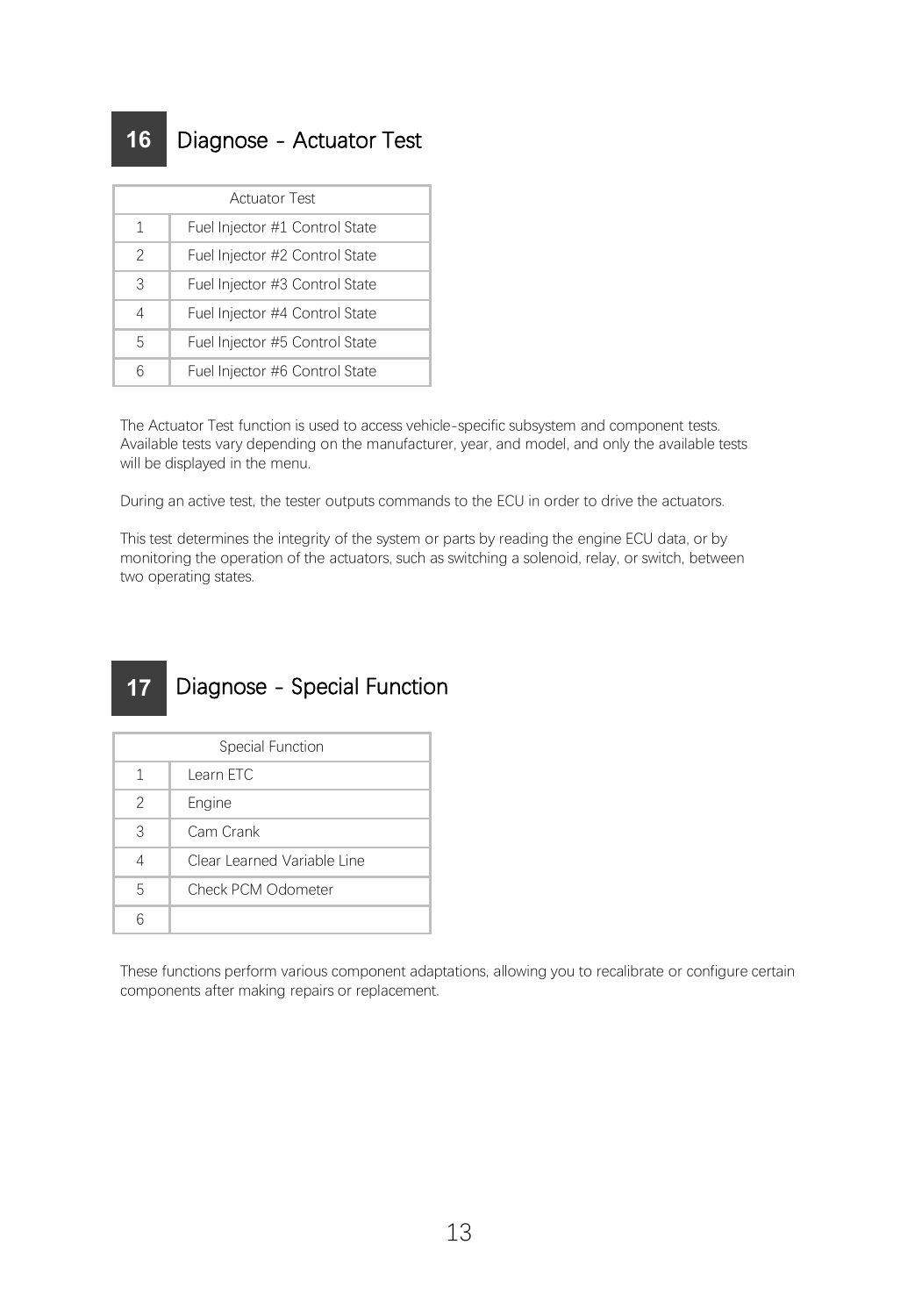## 16 Diagnose - Actuator Test

| Actuator Test | |
|---|---|
| 1 | Fuel Injector #1 Control State |
| 2 | Fuel Injector #2 Control State |
| 3 | Fuel Injector #3 Control State |
| 4 | Fuel Injector #4 Control State |
| 5 | Fuel Injector #5 Control State |
| 6 | Fuel Injector #6 Control State |

The Actuator Test function is used to access vehicle-specific subsystem and component tests. Available tests vary depending on the manufacturer, year, and model, and only the available tests will be displayed in the menu.

During an active test, the tester outputs commands to the ECU in order to drive the actuators.

This test determines the integrity of the system or parts by reading the engine ECU data, or by monitoring the operation of the actuators, such as switching a solenoid, relay, or switch, between two operating states.

## 17 Diagnose - Special Function

| Special Function | |
|---|---|
| 1 | Learn ETC |
| 2 | Engine |
| 3 | Cam Crank |
| 4 | Clear Learned Variable Line |
| 5 | Check PCM Odometer |
| 6 | |

These functions perform various component adaptations, allowing you to recalibrate or configure certain components after making repairs or replacement.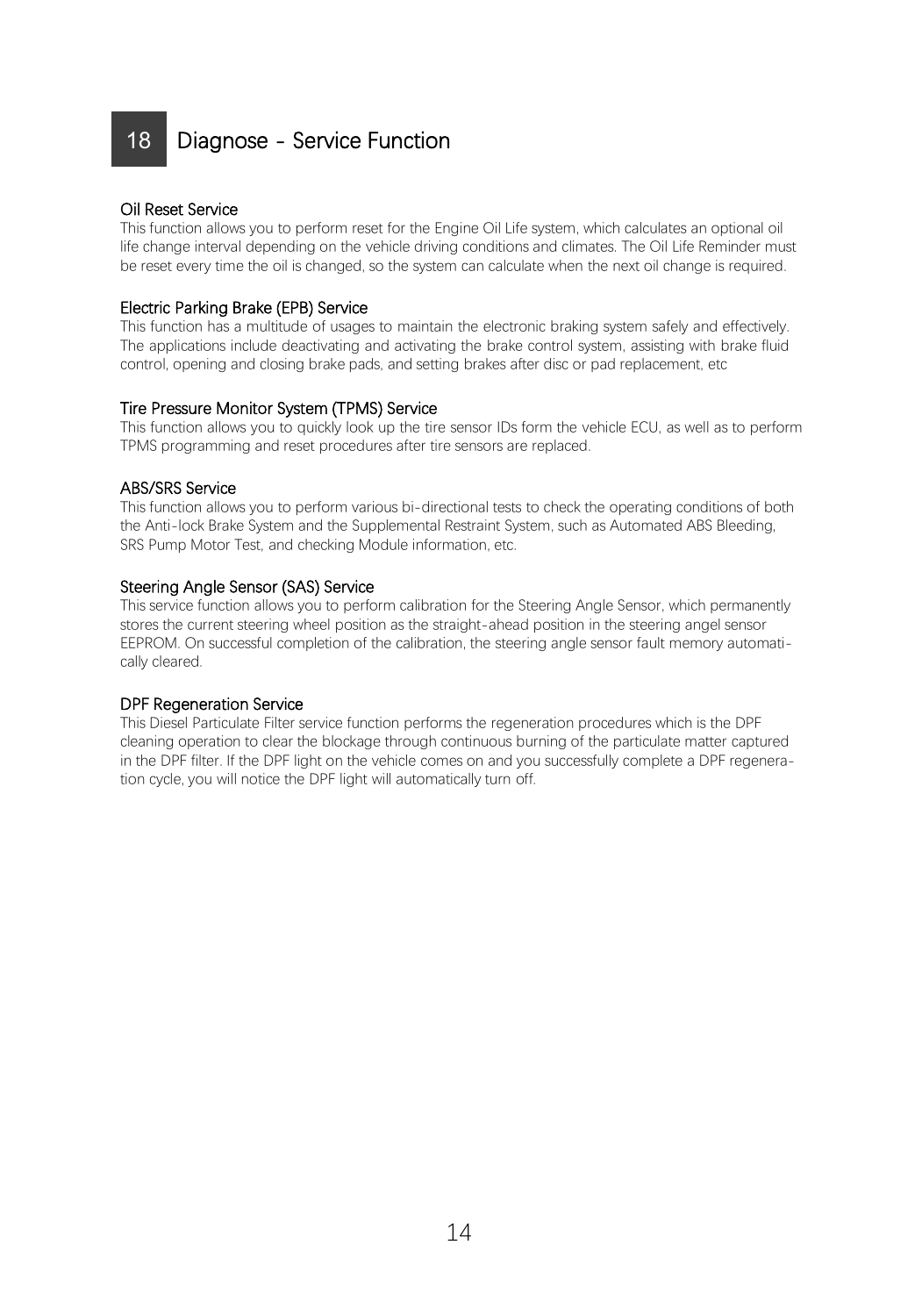# 18 Diagnose - Service Function

### Oil Reset Service

This function allows you to perform reset for the Engine Oil Life system, which calculates an optional oil life change interval depending on the vehicle driving conditions and climates. The Oil Life Reminder must be reset every time the oil is changed, so the system can calculate when the next oil change is required.

### Electric Parking Brake (EPB) Service

This function has a multitude of usages to maintain the electronic braking system safely and effectively. The applications include deactivating and activating the brake control system, assisting with brake fluid control, opening and closing brake pads, and setting brakes after disc or pad replacement, etc

### Tire Pressure Monitor System (TPMS) Service

This function allows you to quickly look up the tire sensor IDs form the vehicle ECU, as well as to perform TPMS programming and reset procedures after tire sensors are replaced.

### ABS/SRS Service

This function allows you to perform various bi-directional tests to check the operating conditions of both the Anti-lock Brake System and the Supplemental Restraint System, such as Automated ABS Bleeding, SRS Pump Motor Test, and checking Module information, etc.

### Steering Angle Sensor (SAS) Service

This service function allows you to perform calibration for the Steering Angle Sensor, which permanently stores the current steering wheel position as the straight-ahead position in the steering angel sensor EEPROM. On successful completion of the calibration, the steering angle sensor fault memory automatically cleared.

### DPF Regeneration Service

This Diesel Particulate Filter service function performs the regeneration procedures which is the DPF cleaning operation to clear the blockage through continuous burning of the particulate matter captured in the DPF filter. If the DPF light on the vehicle comes on and you successfully complete a DPF regeneration cycle, you will notice the DPF light will automatically turn off.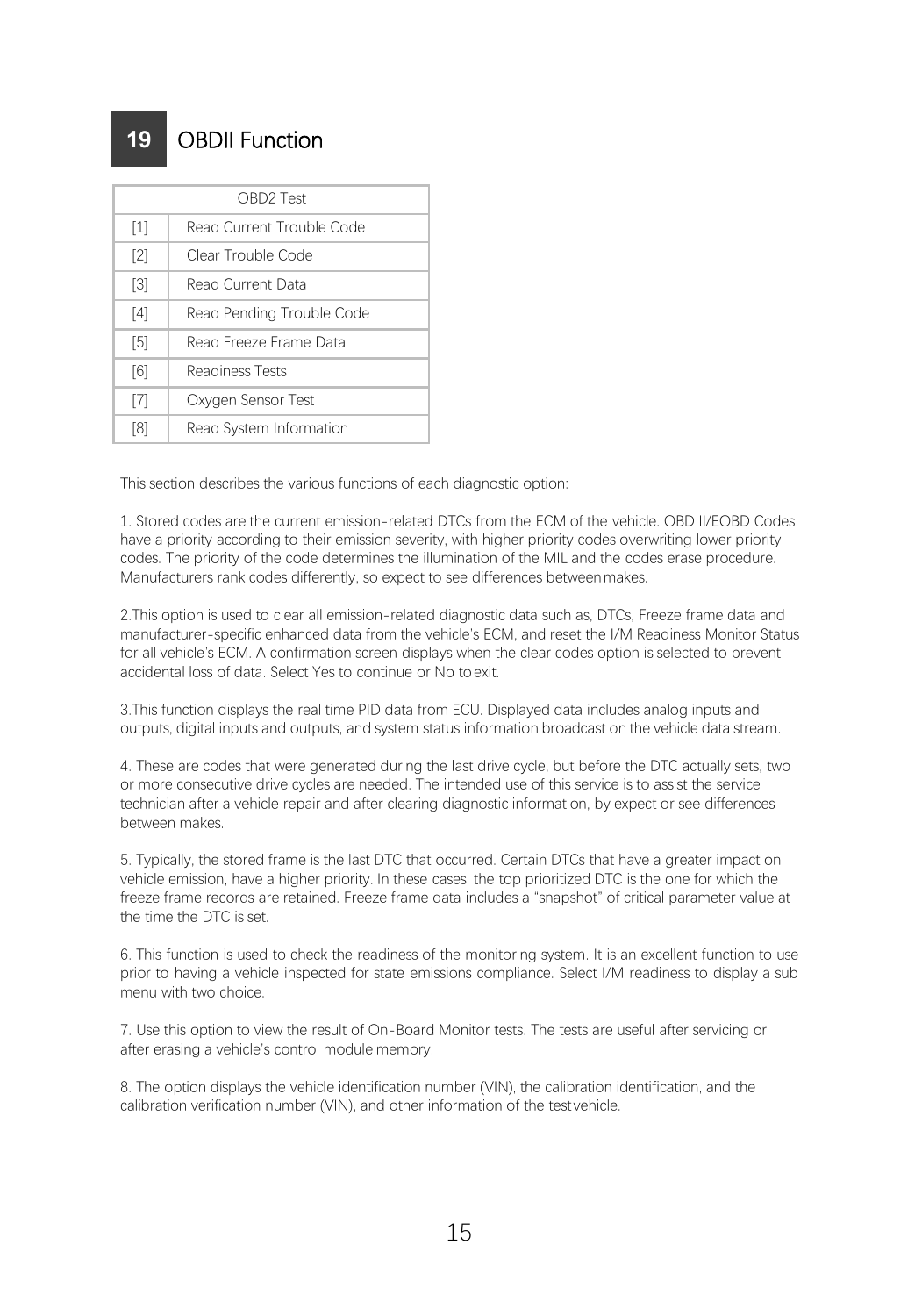# 19 OBDII Function

| OBD2 Test | |
|---|---|
| [1] | Read Current Trouble Code |
| [2] | Clear Trouble Code |
| [3] | Read Current Data |
| [4] | Read Pending Trouble Code |
| [5] | Read Freeze Frame Data |
| [6] | Readiness Tests |
| [7] | Oxygen Sensor Test |
| [8] | Read System Information |

This section describes the various functions of each diagnostic option:

1. Stored codes are the current emission-related DTCs from the ECM of the vehicle. OBD II/EOBD Codes have a priority according to their emission severity, with higher priority codes overwriting lower priority codes. The priority of the code determines the illumination of the MIL and the codes erase procedure. Manufacturers rank codes differently, so expect to see differences between makes.

2.This option is used to clear all emission-related diagnostic data such as, DTCs, Freeze frame data and manufacturer-specific enhanced data from the vehicle's ECM, and reset the I/M Readiness Monitor Status for all vehicle's ECM. A confirmation screen displays when the clear codes option is selected to prevent accidental loss of data. Select Yes to continue or No to exit.

3.This function displays the real time PID data from ECU. Displayed data includes analog inputs and outputs, digital inputs and outputs, and system status information broadcast on the vehicle data stream.

4. These are codes that were generated during the last drive cycle, but before the DTC actually sets, two or more consecutive drive cycles are needed. The intended use of this service is to assist the service technician after a vehicle repair and after clearing diagnostic information, by expect or see differences between makes.

5. Typically, the stored frame is the last DTC that occurred. Certain DTCs that have a greater impact on vehicle emission, have a higher priority. In these cases, the top prioritized DTC is the one for which the freeze frame records are retained. Freeze frame data includes a "snapshot" of critical parameter value at the time the DTC is set.

6. This function is used to check the readiness of the monitoring system. It is an excellent function to use prior to having a vehicle inspected for state emissions compliance. Select I/M readiness to display a sub menu with two choice.

7. Use this option to view the result of On-Board Monitor tests. The tests are useful after servicing or after erasing a vehicle's control module memory.

8. The option displays the vehicle identification number (VIN), the calibration identification, and the calibration verification number (VIN), and other information of the test vehicle.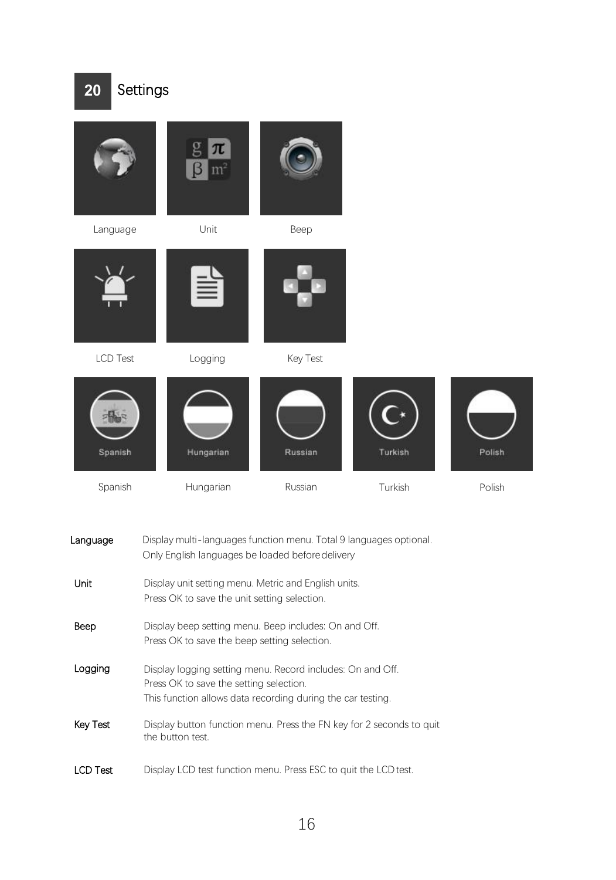## 20 Settings

Language

Unit

Beep

LCD Test

Logging

Key Test

Spanish

Hungarian

Russian

Turkish

Polish

| | |
|---|---|
| **Language** | Display multi-languages function menu. Total 9 languages optional. Only English languages be loaded before delivery |
| **Unit** | Display unit setting menu. Metric and English units. Press OK to save the unit setting selection. |
| **Beep** | Display beep setting menu. Beep includes: On and Off. Press OK to save the beep setting selection. |
| **Logging** | Display logging setting menu. Record includes: On and Off. Press OK to save the setting selection. This function allows data recording during the car testing. |
| **Key Test** | Display button function menu. Press the FN key for 2 seconds to quit the button test. |
| **LCD Test** | Display LCD test function menu. Press ESC to quit the LCD test. |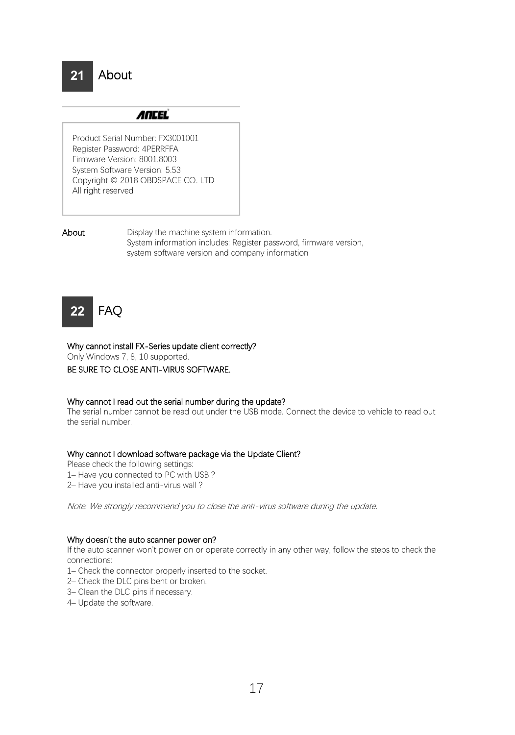## 21 About

ANCEL

Product Serial Number: FX3001001
Register Password: 4PERRFFA
Firmware Version: 8001.8003
System Software Version: 5.53
Copyright © 2018 OBDSPACE CO. LTD
All right reserved

**About** Display the machine system information.
System information includes: Register password, firmware version, system software version and company information

## 22 FAQ

**Why cannot install FX-Series update client correctly?**
Only Windows 7, 8, 10 supported.
**BE SURE TO CLOSE ANTI-VIRUS SOFTWARE.**

**Why cannot I read out the serial number during the update?**
The serial number cannot be read out under the USB mode. Connect the device to vehicle to read out the serial number.

**Why cannot I download software package via the Update Client?**
Please check the following settings:
1– Have you connected to PC with USB ?
2– Have you installed anti-virus wall ?

*Note: We strongly recommend you to close the anti-virus software during the update.*

**Why doesn't the auto scanner power on?**
If the auto scanner won't power on or operate correctly in any other way, follow the steps to check the connections:
1– Check the connector properly inserted to the socket.
2– Check the DLC pins bent or broken.
3– Clean the DLC pins if necessary.
4– Update the software.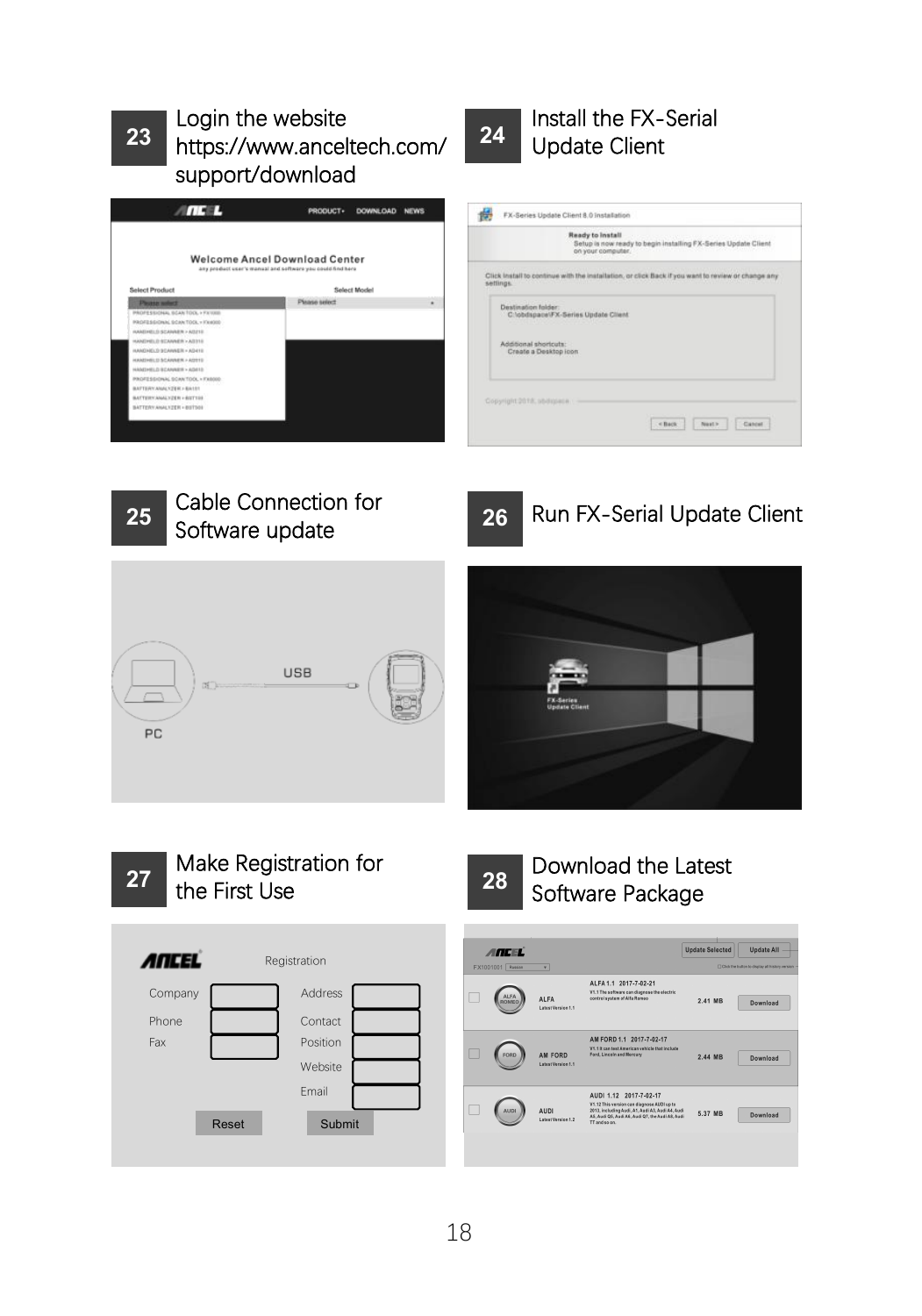**23** Login the website https://www.anceltech.com/support/download

**24** Install the FX-Serial Update Client

**25** Cable Connection for Software update

**26** Run FX-Serial Update Client

**27** Make Registration for the First Use

**28** Download the Latest Software Package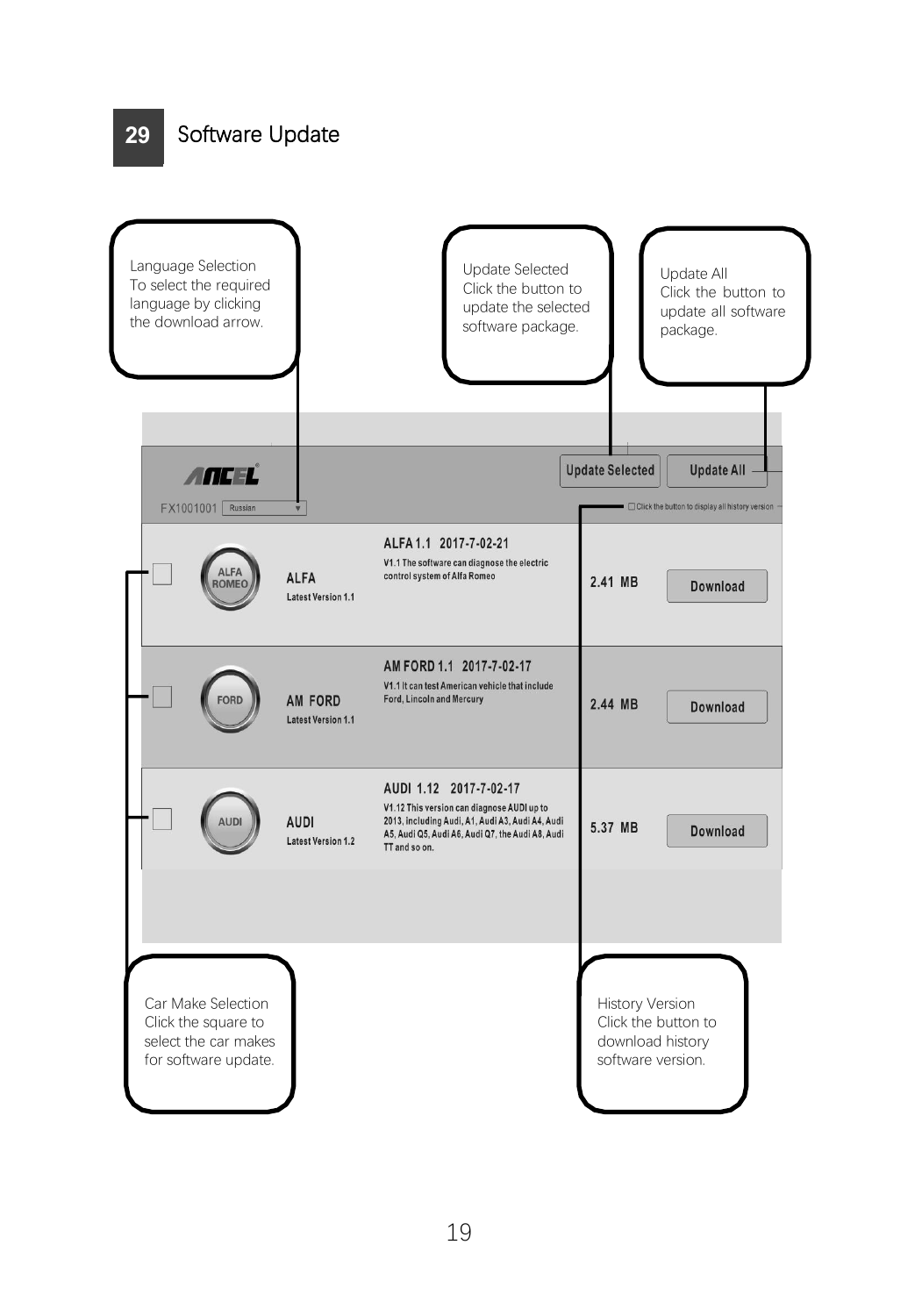## 29 Software Update

**Language Selection**
To select the required language by clicking the download arrow.

**Update Selected**
Click the button to update the selected software package.

**Update All**
Click the button to update all software package.

ANCEL

FX1001001 Russian

Update Selected | Update All

☐ Click the button to display all history version

| | | | | |
|---|---|---|---|---|
| ☐ ALFA ROMEO | ALFA<br>Latest Version 1.1 | ALFA 1.1 2017-7-02-21<br>V1.1 The software can diagnose the electric control system of Alfa Romeo | 2.41 MB | Download |
| ☐ FORD | AM FORD<br>Latest Version 1.1 | AM FORD 1.1 2017-7-02-17<br>V1.1 It can test American vehicle that include Ford, Lincoln and Mercury | 2.44 MB | Download |
| ☐ AUDI | AUDI<br>Latest Version 1.2 | AUDI 1.12 2017-7-02-17<br>V1.12 This version can diagnose AUDI up to 2013, including Audi, A1, Audi A3, Audi A4, Audi A5, Audi Q5, Audi A6, Audi Q7, the Audi A8, Audi TT and so on. | 5.37 MB | Download |

**Car Make Selection**
Click the square to select the car makes for software update.

**History Version**
Click the button to download history software version.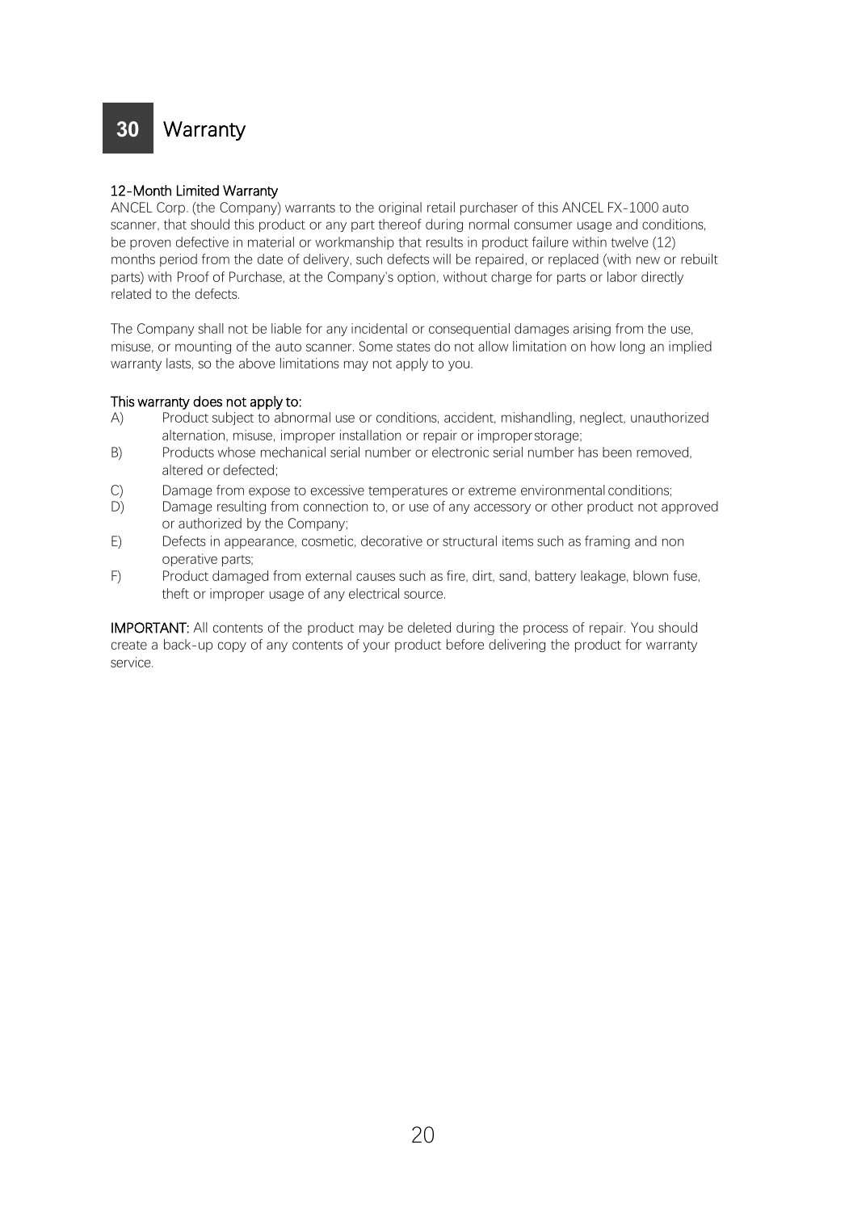# 30 Warranty

**12-Month Limited Warranty**

ANCEL Corp. (the Company) warrants to the original retail purchaser of this ANCEL FX-1000 auto scanner, that should this product or any part thereof during normal consumer usage and conditions, be proven defective in material or workmanship that results in product failure within twelve (12) months period from the date of delivery, such defects will be repaired, or replaced (with new or rebuilt parts) with Proof of Purchase, at the Company's option, without charge for parts or labor directly related to the defects.

The Company shall not be liable for any incidental or consequential damages arising from the use, misuse, or mounting of the auto scanner. Some states do not allow limitation on how long an implied warranty lasts, so the above limitations may not apply to you.

**This warranty does not apply to:**

A) Product subject to abnormal use or conditions, accident, mishandling, neglect, unauthorized alternation, misuse, improper installation or repair or improper storage;

B) Products whose mechanical serial number or electronic serial number has been removed, altered or defected;

C) Damage from expose to excessive temperatures or extreme environmental conditions;

D) Damage resulting from connection to, or use of any accessory or other product not approved or authorized by the Company;

E) Defects in appearance, cosmetic, decorative or structural items such as framing and non operative parts;

F) Product damaged from external causes such as fire, dirt, sand, battery leakage, blown fuse, theft or improper usage of any electrical source.

**IMPORTANT:** All contents of the product may be deleted during the process of repair. You should create a back-up copy of any contents of your product before delivering the product for warranty service.